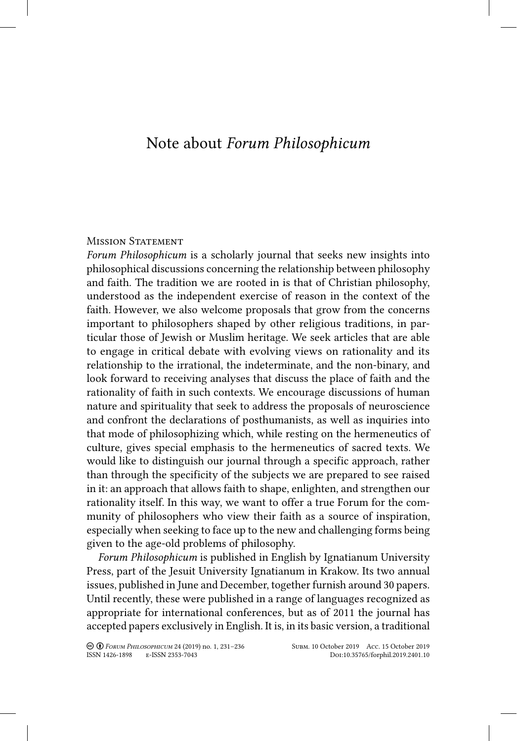# Note about *Forum Philosophicum*

## Mission Statement

*Forum Philosophicum* is a scholarly journal that seeks new insights into philosophical discussions concerning the relationship between philosophy and faith. The tradition we are rooted in is that of Christian philosophy, understood as the independent exercise of reason in the context of the faith. However, we also welcome proposals that grow from the concerns important to philosophers shaped by other religious traditions, in particular those of Jewish or Muslim heritage. We seek articles that are able to engage in critical debate with evolving views on rationality and its relationship to the irrational, the indeterminate, and the non-binary, and look forward to receiving analyses that discuss the place of faith and the rationality of faith in such contexts. We encourage discussions of human nature and spirituality that seek to address the proposals of neuroscience and confront the declarations of posthumanists, as well as inquiries into that mode of philosophizing which, while resting on the hermeneutics of culture, gives special emphasis to the hermeneutics of sacred texts. We would like to distinguish our journal through a specific approach, rather than through the specificity of the subjects we are prepared to see raised in it: an approach that allows faith to shape, enlighten, and strengthen our rationality itself. In this way, we want to offer a true Forum for the community of philosophers who view their faith as a source of inspiration, especially when seeking to face up to the new and challenging forms being given to the age-old problems of philosophy.

*Forum Philosophicum* is published in English by Ignatianum University Press, part of the Jesuit University Ignatianum in Krakow. Its two annual issues, published in June and December, together furnish around 30 papers. Until recently, these were published in a range of languages recognized as appropriate for international conferences, but as of 2011 the journal has accepted papers exclusively in English. It is, in its basic version, a traditional

Subm. 10 October 2019 Acc. 15 October 2019
Doi:10.35765/forphil.2019.2401.10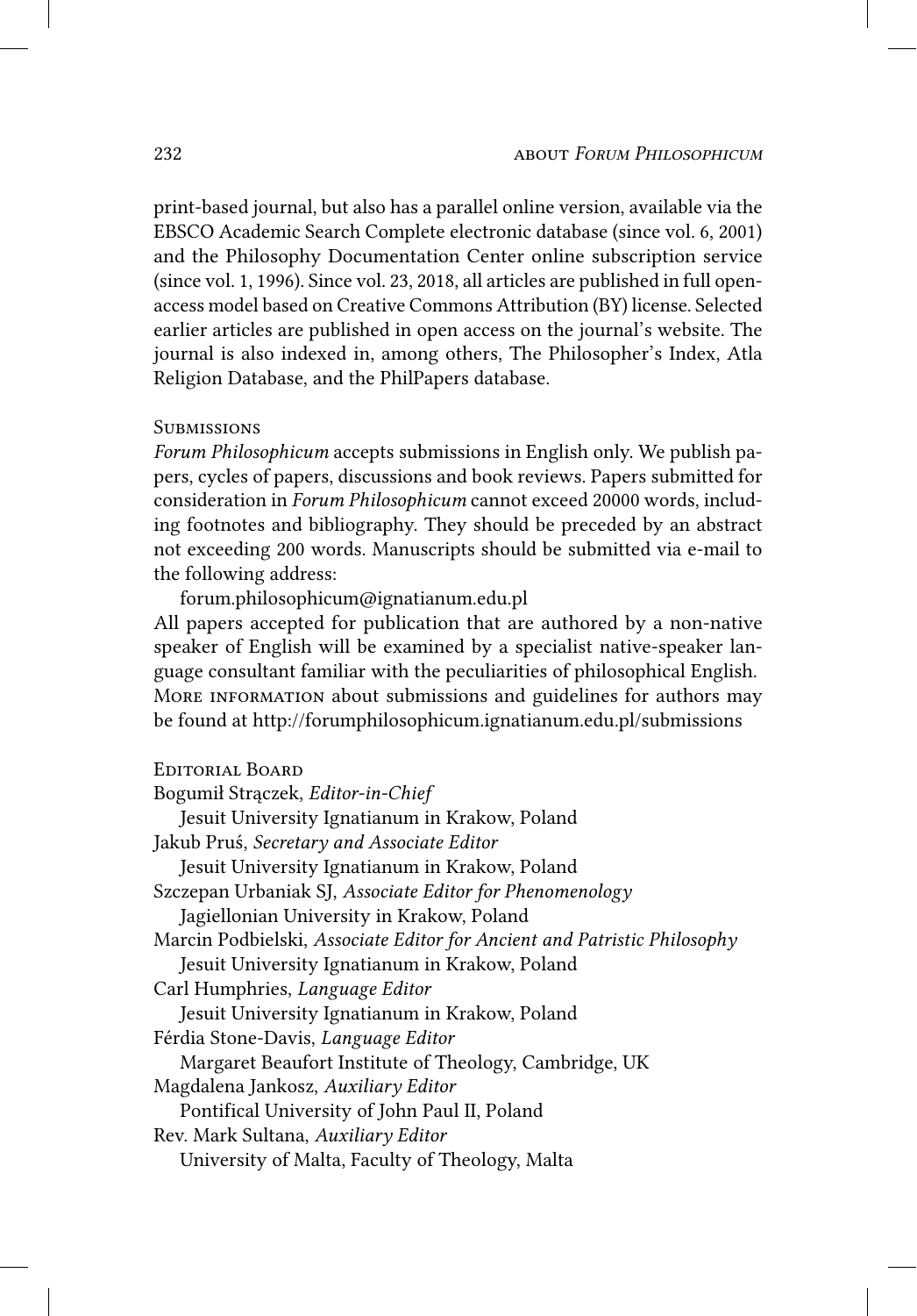print-based journal, but also has a parallel online version, available via the EBSCO Academic Search Complete electronic database (since vol. 6, 2001) and the Philosophy Documentation Center online subscription service (since vol. 1, 1996). Since vol. 23, 2018, all articles are published in full open-access model based on Creative Commons Attribution (BY) license. Selected earlier articles are published in open access on the journal's website. The journal is also indexed in, among others, The Philosopher's Index, Atla Religion Database, and the PhilPapers database.

### Submissions

*Forum Philosophicum* accepts submissions in English only. We publish papers, cycles of papers, discussions and book reviews. Papers submitted for consideration in *Forum Philosophicum* cannot exceed 20000 words, including footnotes and bibliography. They should be preceded by an abstract not exceeding 200 words. Manuscripts should be submitted via e-mail to the following address:

forum.philosophicum@ignatianum.edu.pl

All papers accepted for publication that are authored by a non-native speaker of English will be examined by a specialist native-speaker language consultant familiar with the peculiarities of philosophical English. More information about submissions and guidelines for authors may be found at http://forumphilosophicum.ignatianum.edu.pl/submissions

### Editorial Board

Bogumił Strączek, *Editor-in-Chief*
Jesuit University Ignatianum in Krakow, Poland

Jakub Pruś, *Secretary and Associate Editor*
Jesuit University Ignatianum in Krakow, Poland

Szczepan Urbaniak SJ, *Associate Editor for Phenomenology*
Jagiellonian University in Krakow, Poland

Marcin Podbielski, *Associate Editor for Ancient and Patristic Philosophy*
Jesuit University Ignatianum in Krakow, Poland

Carl Humphries, *Language Editor*
Jesuit University Ignatianum in Krakow, Poland

Férdia Stone-Davis, *Language Editor*
Margaret Beaufort Institute of Theology, Cambridge, UK

Magdalena Jankosz, *Auxiliary Editor*
Pontifical University of John Paul II, Poland

Rev. Mark Sultana, *Auxiliary Editor*
University of Malta, Faculty of Theology, Malta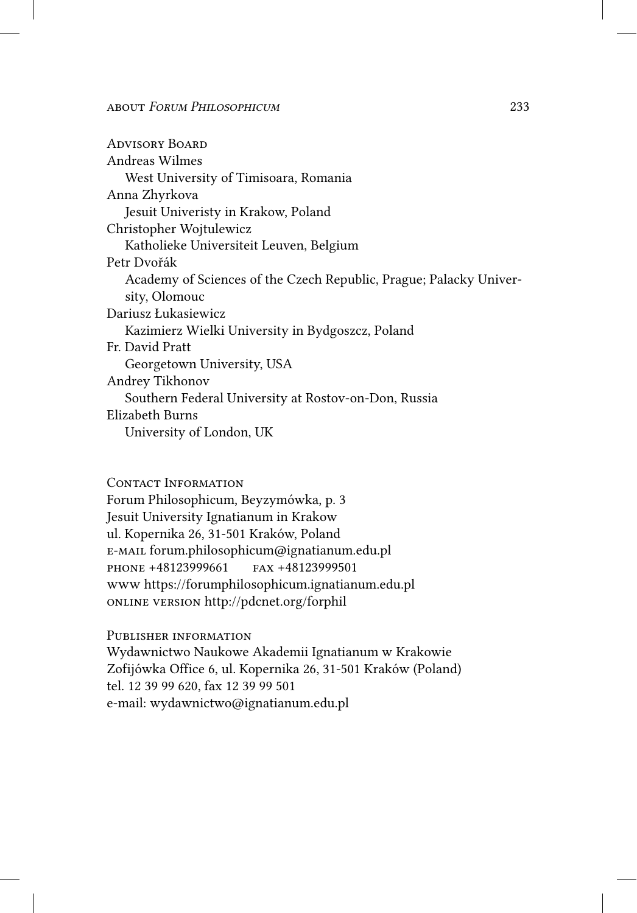## Advisory Board

Andreas Wilmes
West University of Timisoara, Romania

Anna Zhyrkova
Jesuit Univeristy in Krakow, Poland

Christopher Wojtulewicz
Katholieke Universiteit Leuven, Belgium

Petr Dvořák
Academy of Sciences of the Czech Republic, Prague; Palacky University, Olomouc

Dariusz Łukasiewicz
Kazimierz Wielki University in Bydgoszcz, Poland

Fr. David Pratt
Georgetown University, USA

Andrey Tikhonov
Southern Federal University at Rostov-on-Don, Russia

Elizabeth Burns
University of London, UK

## Contact Information

Forum Philosophicum, Beyzymówka, p. 3
Jesuit University Ignatianum in Krakow
ul. Kopernika 26, 31-501 Kraków, Poland
e-mail forum.philosophicum@ignatianum.edu.pl
phone +48123999661 fax +48123999501
www https://forumphilosophicum.ignatianum.edu.pl
online version http://pdcnet.org/forphil

## Publisher information

Wydawnictwo Naukowe Akademii Ignatianum w Krakowie
Zofijówka Office 6, ul. Kopernika 26, 31-501 Kraków (Poland)
tel. 12 39 99 620, fax 12 39 99 501
e-mail: wydawnictwo@ignatianum.edu.pl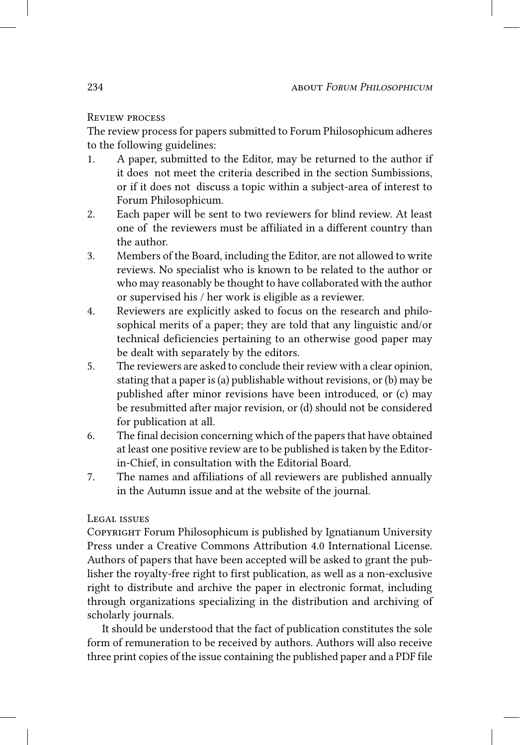## Review process

The review process for papers submitted to Forum Philosophicum adheres to the following guidelines:

1. A paper, submitted to the Editor, may be returned to the author if it does not meet the criteria described in the section Sumbissions, or if it does not discuss a topic within a subject-area of interest to Forum Philosophicum.
2. Each paper will be sent to two reviewers for blind review. At least one of the reviewers must be affiliated in a different country than the author.
3. Members of the Board, including the Editor, are not allowed to write reviews. No specialist who is known to be related to the author or who may reasonably be thought to have collaborated with the author or supervised his / her work is eligible as a reviewer.
4. Reviewers are explicitly asked to focus on the research and philosophical merits of a paper; they are told that any linguistic and/or technical deficiencies pertaining to an otherwise good paper may be dealt with separately by the editors.
5. The reviewers are asked to conclude their review with a clear opinion, stating that a paper is (a) publishable without revisions, or (b) may be published after minor revisions have been introduced, or (c) may be resubmitted after major revision, or (d) should not be considered for publication at all.
6. The final decision concerning which of the papers that have obtained at least one positive review are to be published is taken by the Editor-in-Chief, in consultation with the Editorial Board.
7. The names and affiliations of all reviewers are published annually in the Autumn issue and at the website of the journal.

## Legal issues

Copyright Forum Philosophicum is published by Ignatianum University Press under a Creative Commons Attribution 4.0 International License. Authors of papers that have been accepted will be asked to grant the publisher the royalty-free right to first publication, as well as a non-exclusive right to distribute and archive the paper in electronic format, including through organizations specializing in the distribution and archiving of scholarly journals.

It should be understood that the fact of publication constitutes the sole form of remuneration to be received by authors. Authors will also receive three print copies of the issue containing the published paper and a PDF file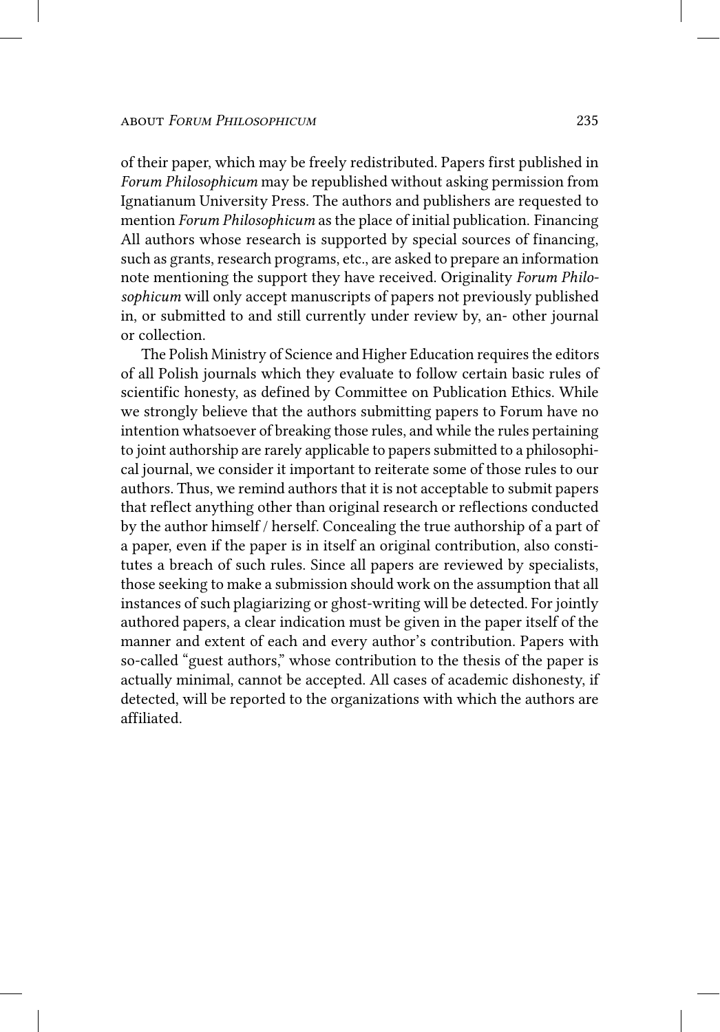of their paper, which may be freely redistributed. Papers first published in *Forum Philosophicum* may be republished without asking permission from Ignatianum University Press. The authors and publishers are requested to mention *Forum Philosophicum* as the place of initial publication. Financing All authors whose research is supported by special sources of financing, such as grants, research programs, etc., are asked to prepare an information note mentioning the support they have received. Originality *Forum Philosophicum* will only accept manuscripts of papers not previously published in, or submitted to and still currently under review by, an- other journal or collection.

The Polish Ministry of Science and Higher Education requires the editors of all Polish journals which they evaluate to follow certain basic rules of scientific honesty, as defined by Committee on Publication Ethics. While we strongly believe that the authors submitting papers to Forum have no intention whatsoever of breaking those rules, and while the rules pertaining to joint authorship are rarely applicable to papers submitted to a philosophical journal, we consider it important to reiterate some of those rules to our authors. Thus, we remind authors that it is not acceptable to submit papers that reflect anything other than original research or reflections conducted by the author himself / herself. Concealing the true authorship of a part of a paper, even if the paper is in itself an original contribution, also constitutes a breach of such rules. Since all papers are reviewed by specialists, those seeking to make a submission should work on the assumption that all instances of such plagiarizing or ghost-writing will be detected. For jointly authored papers, a clear indication must be given in the paper itself of the manner and extent of each and every author's contribution. Papers with so-called "guest authors," whose contribution to the thesis of the paper is actually minimal, cannot be accepted. All cases of academic dishonesty, if detected, will be reported to the organizations with which the authors are affiliated.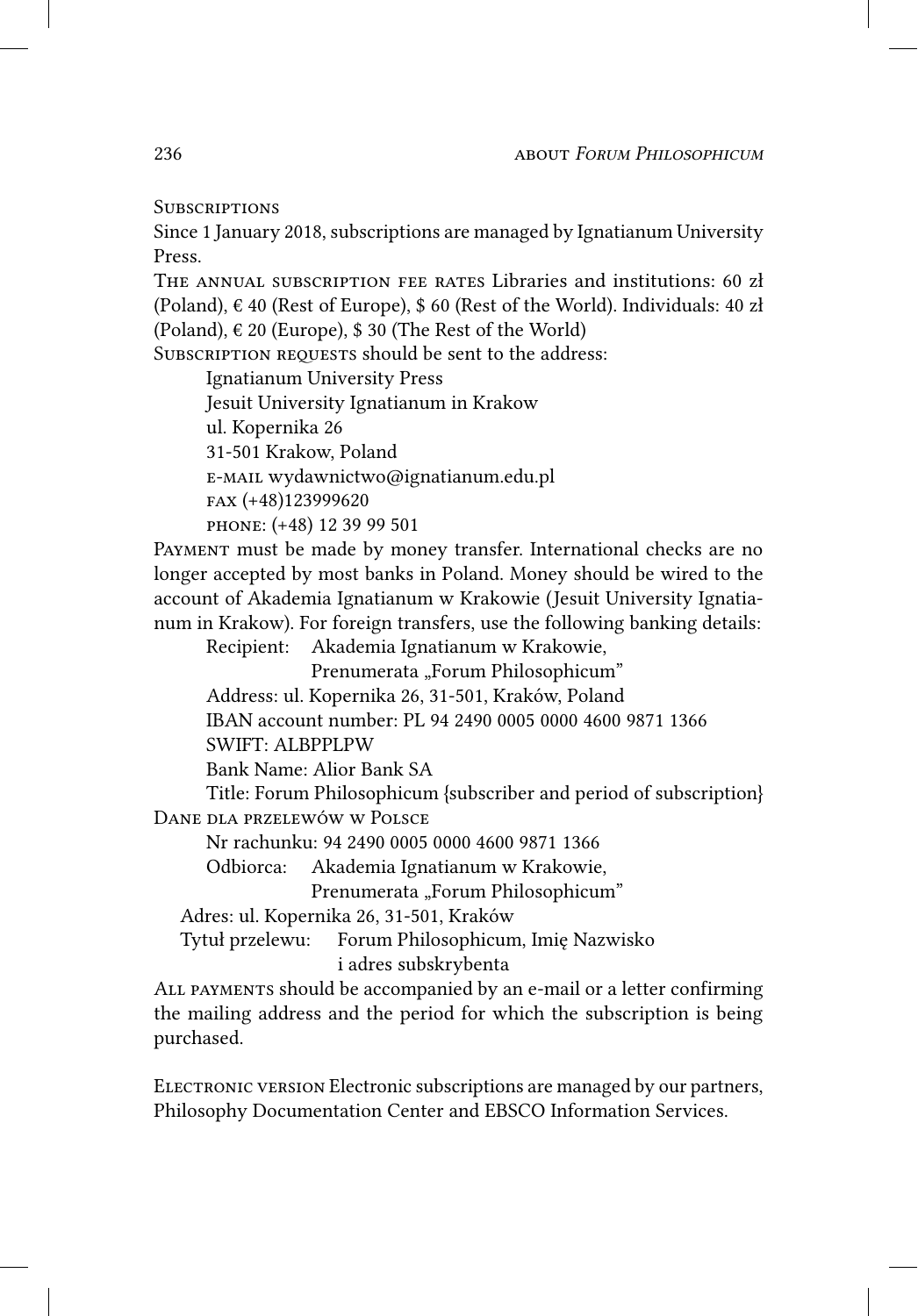## Subscriptions

Since 1 January 2018, subscriptions are managed by Ignatianum University Press.

**The annual subscription fee rates** Libraries and institutions: 60 zł (Poland), € 40 (Rest of Europe), $ 60 (Rest of the World). Individuals: 40 zł (Poland), € 20 (Europe), $ 30 (The Rest of the World)

**Subscription requests** should be sent to the address:

Ignatianum University Press
Jesuit University Ignatianum in Krakow
ul. Kopernika 26
31-501 Krakow, Poland
e-mail wydawnictwo@ignatianum.edu.pl
fax (+48)123999620
phone: (+48) 12 39 99 501

**Payment** must be made by money transfer. International checks are no longer accepted by most banks in Poland. Money should be wired to the account of Akademia Ignatianum w Krakowie (Jesuit University Ignatianum in Krakow). For foreign transfers, use the following banking details:

Recipient: Akademia Ignatianum w Krakowie, Prenumerata „Forum Philosophicum"
Address: ul. Kopernika 26, 31-501, Kraków, Poland
IBAN account number: PL 94 2490 0005 0000 4600 9871 1366
SWIFT: ALBPPLPW
Bank Name: Alior Bank SA
Title: Forum Philosophicum {subscriber and period of subscription}

**Dane dla przelewów w Polsce**

Nr rachunku: 94 2490 0005 0000 4600 9871 1366
Odbiorca: Akademia Ignatianum w Krakowie, Prenumerata „Forum Philosophicum"
Adres: ul. Kopernika 26, 31-501, Kraków
Tytuł przelewu: Forum Philosophicum, Imię Nazwisko i adres subskrybenta

**All payments** should be accompanied by an e-mail or a letter confirming the mailing address and the period for which the subscription is being purchased.

**Electronic version** Electronic subscriptions are managed by our partners, Philosophy Documentation Center and EBSCO Information Services.